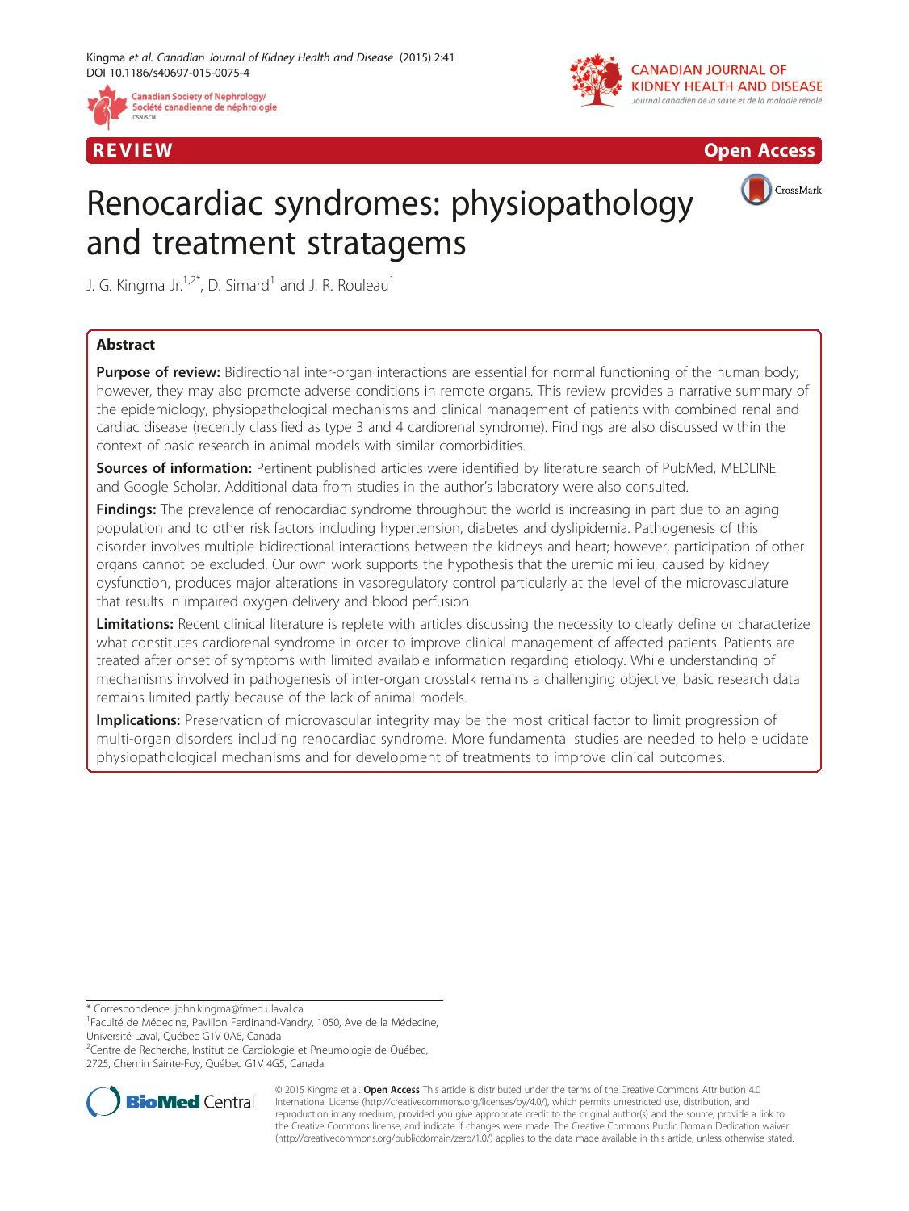REVIEW Open Access

# Renocardiac syndromes: physiopathology and treatment stratagems

J. G. Kingma Jr.[1,2*], D. Simard[1] and J. R. Rouleau[1]

## Abstract

**Purpose of review:** Bidirectional inter-organ interactions are essential for normal functioning of the human body; however, they may also promote adverse conditions in remote organs. This review provides a narrative summary of the epidemiology, physiopathological mechanisms and clinical management of patients with combined renal and cardiac disease (recently classified as type 3 and 4 cardiorenal syndrome). Findings are also discussed within the context of basic research in animal models with similar comorbidities.

**Sources of information:** Pertinent published articles were identified by literature search of PubMed, MEDLINE and Google Scholar. Additional data from studies in the author's laboratory were also consulted.

**Findings:** The prevalence of renocardiac syndrome throughout the world is increasing in part due to an aging population and to other risk factors including hypertension, diabetes and dyslipidemia. Pathogenesis of this disorder involves multiple bidirectional interactions between the kidneys and heart; however, participation of other organs cannot be excluded. Our own work supports the hypothesis that the uremic milieu, caused by kidney dysfunction, produces major alterations in vasoregulatory control particularly at the level of the microvasculature that results in impaired oxygen delivery and blood perfusion.

**Limitations:** Recent clinical literature is replete with articles discussing the necessity to clearly define or characterize what constitutes cardiorenal syndrome in order to improve clinical management of affected patients. Patients are treated after onset of symptoms with limited available information regarding etiology. While understanding of mechanisms involved in pathogenesis of inter-organ crosstalk remains a challenging objective, basic research data remains limited partly because of the lack of animal models.

**Implications:** Preservation of microvascular integrity may be the most critical factor to limit progression of multi-organ disorders including renocardiac syndrome. More fundamental studies are needed to help elucidate physiopathological mechanisms and for development of treatments to improve clinical outcomes.

\* Correspondence: john.kingma@fmed.ulaval.ca

[1]Faculté de Médecine, Pavillon Ferdinand-Vandry, 1050, Ave de la Médecine, Université Laval, Québec G1V 0A6, Canada

[2]Centre de Recherche, Institut de Cardiologie et Pneumologie de Québec, 2725, Chemin Sainte-Foy, Québec G1V 4G5, Canada

© 2015 Kingma et al. **Open Access** This article is distributed under the terms of the Creative Commons Attribution 4.0 International License (http://creativecommons.org/licenses/by/4.0/), which permits unrestricted use, distribution, and reproduction in any medium, provided you give appropriate credit to the original author(s) and the source, provide a link to the Creative Commons license, and indicate if changes were made. The Creative Commons Public Domain Dedication waiver (http://creativecommons.org/publicdomain/zero/1.0/) applies to the data made available in this article, unless otherwise stated.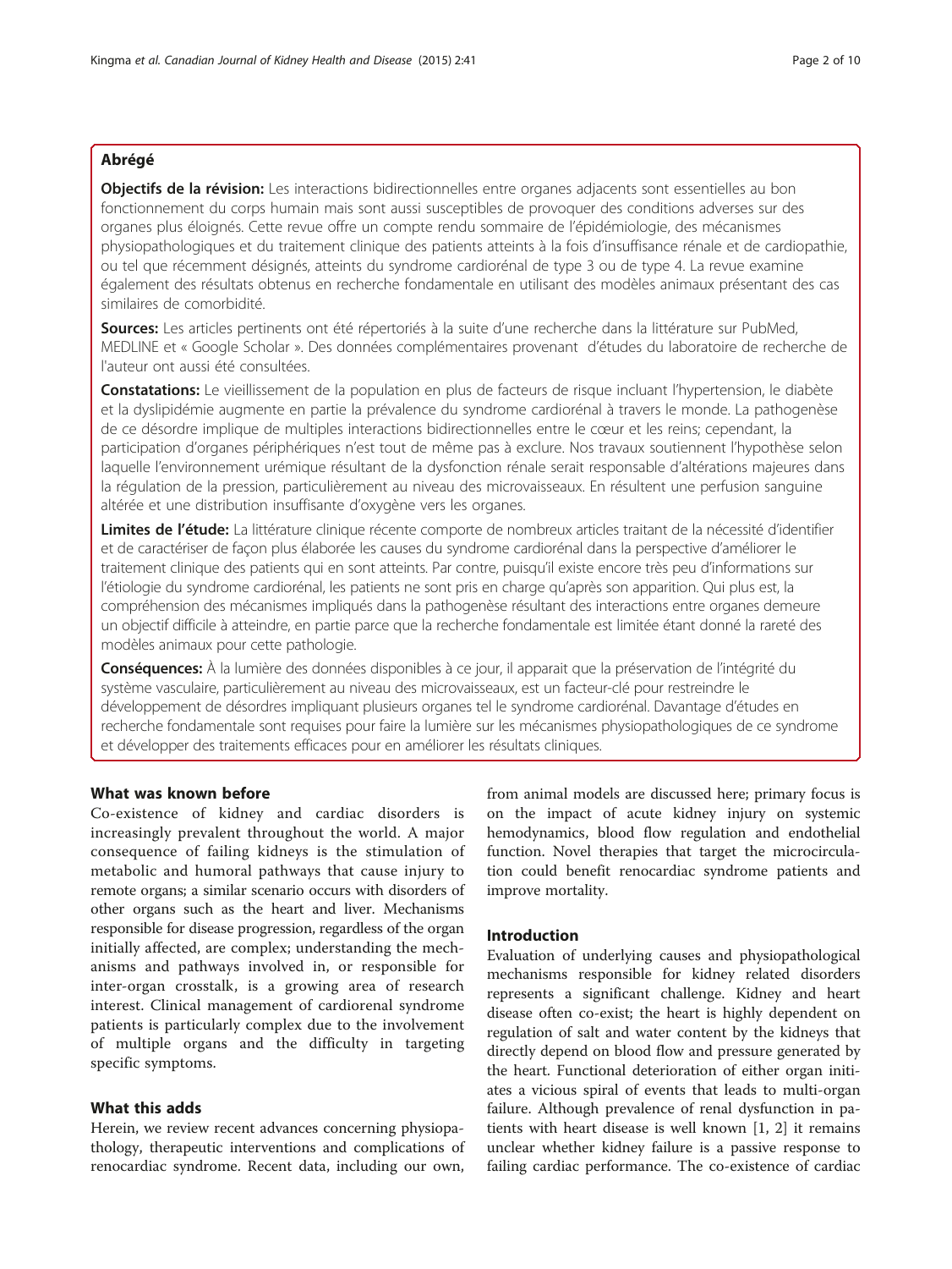## Abrégé

**Objectifs de la révision:** Les interactions bidirectionnelles entre organes adjacents sont essentielles au bon fonctionnement du corps humain mais sont aussi susceptibles de provoquer des conditions adverses sur des organes plus éloignés. Cette revue offre un compte rendu sommaire de l'épidémiologie, des mécanismes physiopathologiques et du traitement clinique des patients atteints à la fois d'insuffisance rénale et de cardiopathie, ou tel que récemment désignés, atteints du syndrome cardiorénal de type 3 ou de type 4. La revue examine également des résultats obtenus en recherche fondamentale en utilisant des modèles animaux présentant des cas similaires de comorbidité.

**Sources:** Les articles pertinents ont été répertoriés à la suite d'une recherche dans la littérature sur PubMed, MEDLINE et « Google Scholar ». Des données complémentaires provenant d'études du laboratoire de recherche de l'auteur ont aussi été consultées.

**Constatations:** Le vieillissement de la population en plus de facteurs de risque incluant l'hypertension, le diabète et la dyslipidémie augmente en partie la prévalence du syndrome cardiorénal à travers le monde. La pathogenèse de ce désordre implique de multiples interactions bidirectionnelles entre le cœur et les reins; cependant, la participation d'organes périphériques n'est tout de même pas à exclure. Nos travaux soutiennent l'hypothèse selon laquelle l'environnement urémique résultant de la dysfonction rénale serait responsable d'altérations majeures dans la régulation de la pression, particulièrement au niveau des microvaisseaux. En résultent une perfusion sanguine altérée et une distribution insuffisante d'oxygène vers les organes.

**Limites de l'étude:** La littérature clinique récente comporte de nombreux articles traitant de la nécessité d'identifier et de caractériser de façon plus élaborée les causes du syndrome cardiorénal dans la perspective d'améliorer le traitement clinique des patients qui en sont atteints. Par contre, puisqu'il existe encore très peu d'informations sur l'étiologie du syndrome cardiorénal, les patients ne sont pris en charge qu'après son apparition. Qui plus est, la compréhension des mécanismes impliqués dans la pathogenèse résultant des interactions entre organes demeure un objectif difficile à atteindre, en partie parce que la recherche fondamentale est limitée étant donné la rareté des modèles animaux pour cette pathologie.

**Conséquences:** À la lumière des données disponibles à ce jour, il apparait que la préservation de l'intégrité du système vasculaire, particulièrement au niveau des microvaisseaux, est un facteur-clé pour restreindre le développement de désordres impliquant plusieurs organes tel le syndrome cardiorénal. Davantage d'études en recherche fondamentale sont requises pour faire la lumière sur les mécanismes physiopathologiques de ce syndrome et développer des traitements efficaces pour en améliorer les résultats cliniques.

## What was known before

Co-existence of kidney and cardiac disorders is increasingly prevalent throughout the world. A major consequence of failing kidneys is the stimulation of metabolic and humoral pathways that cause injury to remote organs; a similar scenario occurs with disorders of other organs such as the heart and liver. Mechanisms responsible for disease progression, regardless of the organ initially affected, are complex; understanding the mechanisms and pathways involved in, or responsible for inter-organ crosstalk, is a growing area of research interest. Clinical management of cardiorenal syndrome patients is particularly complex due to the involvement of multiple organs and the difficulty in targeting specific symptoms.

## What this adds

Herein, we review recent advances concerning physiopathology, therapeutic interventions and complications of renocardiac syndrome. Recent data, including our own, from animal models are discussed here; primary focus is on the impact of acute kidney injury on systemic hemodynamics, blood flow regulation and endothelial function. Novel therapies that target the microcirculation could benefit renocardiac syndrome patients and improve mortality.

## Introduction

Evaluation of underlying causes and physiopathological mechanisms responsible for kidney related disorders represents a significant challenge. Kidney and heart disease often co-exist; the heart is highly dependent on regulation of salt and water content by the kidneys that directly depend on blood flow and pressure generated by the heart. Functional deterioration of either organ initiates a vicious spiral of events that leads to multi-organ failure. Although prevalence of renal dysfunction in patients with heart disease is well known [1, 2] it remains unclear whether kidney failure is a passive response to failing cardiac performance. The co-existence of cardiac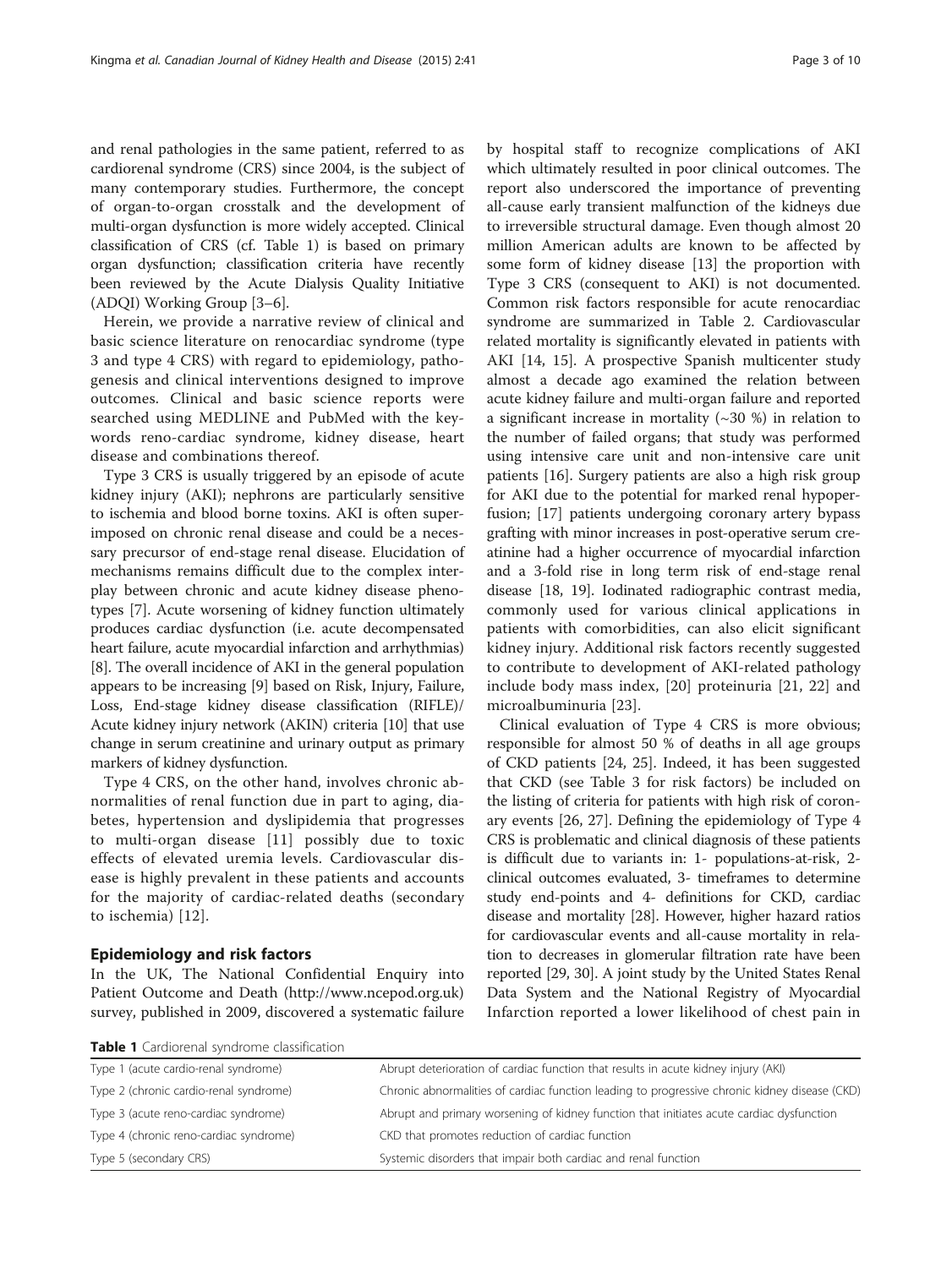and renal pathologies in the same patient, referred to as cardiorenal syndrome (CRS) since 2004, is the subject of many contemporary studies. Furthermore, the concept of organ-to-organ crosstalk and the development of multi-organ dysfunction is more widely accepted. Clinical classification of CRS (cf. Table 1) is based on primary organ dysfunction; classification criteria have recently been reviewed by the Acute Dialysis Quality Initiative (ADQI) Working Group [3–6].

Herein, we provide a narrative review of clinical and basic science literature on renocardiac syndrome (type 3 and type 4 CRS) with regard to epidemiology, pathogenesis and clinical interventions designed to improve outcomes. Clinical and basic science reports were searched using MEDLINE and PubMed with the keywords reno-cardiac syndrome, kidney disease, heart disease and combinations thereof.

Type 3 CRS is usually triggered by an episode of acute kidney injury (AKI); nephrons are particularly sensitive to ischemia and blood borne toxins. AKI is often superimposed on chronic renal disease and could be a necessary precursor of end-stage renal disease. Elucidation of mechanisms remains difficult due to the complex interplay between chronic and acute kidney disease phenotypes [7]. Acute worsening of kidney function ultimately produces cardiac dysfunction (i.e. acute decompensated heart failure, acute myocardial infarction and arrhythmias) [8]. The overall incidence of AKI in the general population appears to be increasing [9] based on Risk, Injury, Failure, Loss, End-stage kidney disease classification (RIFLE)/ Acute kidney injury network (AKIN) criteria [10] that use change in serum creatinine and urinary output as primary markers of kidney dysfunction.

Type 4 CRS, on the other hand, involves chronic abnormalities of renal function due in part to aging, diabetes, hypertension and dyslipidemia that progresses to multi-organ disease [11] possibly due to toxic effects of elevated uremia levels. Cardiovascular disease is highly prevalent in these patients and accounts for the majority of cardiac-related deaths (secondary to ischemia) [12].

## Epidemiology and risk factors

In the UK, The National Confidential Enquiry into Patient Outcome and Death (http://www.ncepod.org.uk) survey, published in 2009, discovered a systematic failure by hospital staff to recognize complications of AKI which ultimately resulted in poor clinical outcomes. The report also underscored the importance of preventing all-cause early transient malfunction of the kidneys due to irreversible structural damage. Even though almost 20 million American adults are known to be affected by some form of kidney disease [13] the proportion with Type 3 CRS (consequent to AKI) is not documented. Common risk factors responsible for acute renocardiac syndrome are summarized in Table 2. Cardiovascular related mortality is significantly elevated in patients with AKI [14, 15]. A prospective Spanish multicenter study almost a decade ago examined the relation between acute kidney failure and multi-organ failure and reported a significant increase in mortality (~30 %) in relation to the number of failed organs; that study was performed using intensive care unit and non-intensive care unit patients [16]. Surgery patients are also a high risk group for AKI due to the potential for marked renal hypoperfusion; [17] patients undergoing coronary artery bypass grafting with minor increases in post-operative serum creatinine had a higher occurrence of myocardial infarction and a 3-fold rise in long term risk of end-stage renal disease [18, 19]. Iodinated radiographic contrast media, commonly used for various clinical applications in patients with comorbidities, can also elicit significant kidney injury. Additional risk factors recently suggested to contribute to development of AKI-related pathology include body mass index, [20] proteinuria [21, 22] and microalbuminuria [23].

Clinical evaluation of Type 4 CRS is more obvious; responsible for almost 50 % of deaths in all age groups of CKD patients [24, 25]. Indeed, it has been suggested that CKD (see Table 3 for risk factors) be included on the listing of criteria for patients with high risk of coronary events [26, 27]. Defining the epidemiology of Type 4 CRS is problematic and clinical diagnosis of these patients is difficult due to variants in: 1- populations-at-risk, 2- clinical outcomes evaluated, 3- timeframes to determine study end-points and 4- definitions for CKD, cardiac disease and mortality [28]. However, higher hazard ratios for cardiovascular events and all-cause mortality in relation to decreases in glomerular filtration rate have been reported [29, 30]. A joint study by the United States Renal Data System and the National Registry of Myocardial Infarction reported a lower likelihood of chest pain in

**Table 1** Cardiorenal syndrome classification

| | |
|---|---|
| Type 1 (acute cardio-renal syndrome) | Abrupt deterioration of cardiac function that results in acute kidney injury (AKI) |
| Type 2 (chronic cardio-renal syndrome) | Chronic abnormalities of cardiac function leading to progressive chronic kidney disease (CKD) |
| Type 3 (acute reno-cardiac syndrome) | Abrupt and primary worsening of kidney function that initiates acute cardiac dysfunction |
| Type 4 (chronic reno-cardiac syndrome) | CKD that promotes reduction of cardiac function |
| Type 5 (secondary CRS) | Systemic disorders that impair both cardiac and renal function |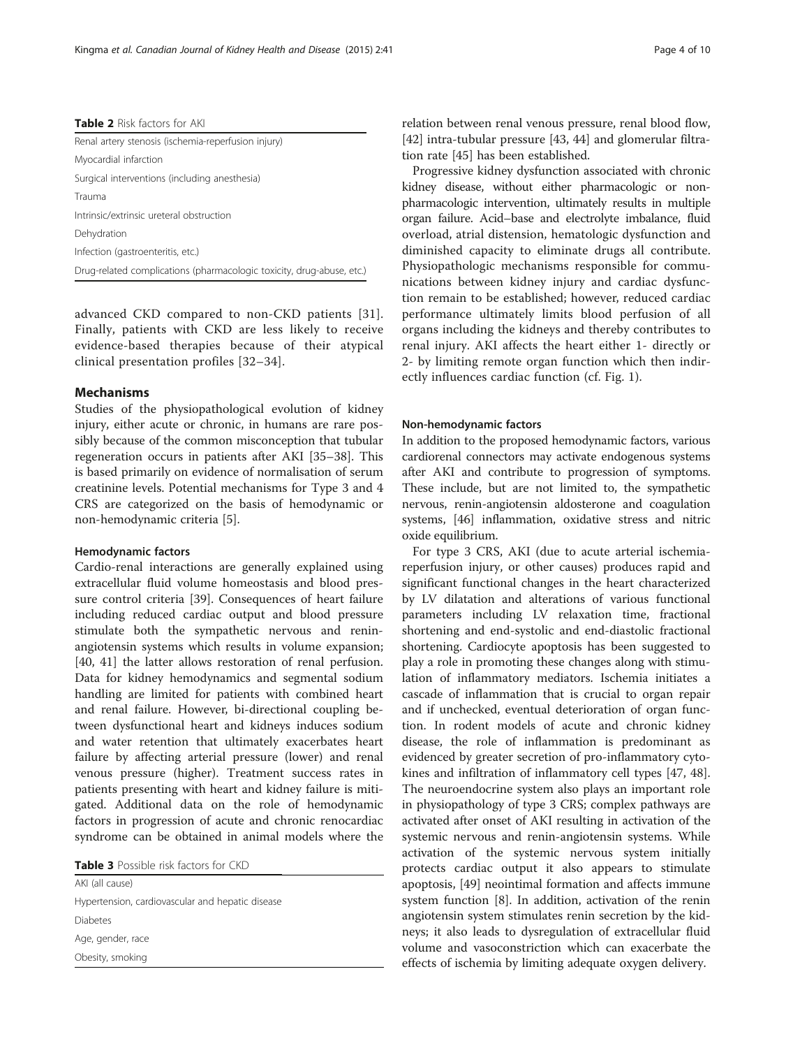**Table 2** Risk factors for AKI

| |
|---|
| Renal artery stenosis (ischemia-reperfusion injury) |
| Myocardial infarction |
| Surgical interventions (including anesthesia) |
| Trauma |
| Intrinsic/extrinsic ureteral obstruction |
| Dehydration |
| Infection (gastroenteritis, etc.) |
| Drug-related complications (pharmacologic toxicity, drug-abuse, etc.) |

advanced CKD compared to non-CKD patients [31]. Finally, patients with CKD are less likely to receive evidence-based therapies because of their atypical clinical presentation profiles [32–34].

## Mechanisms

Studies of the physiopathological evolution of kidney injury, either acute or chronic, in humans are rare possibly because of the common misconception that tubular regeneration occurs in patients after AKI [35–38]. This is based primarily on evidence of normalisation of serum creatinine levels. Potential mechanisms for Type 3 and 4 CRS are categorized on the basis of hemodynamic or non-hemodynamic criteria [5].

### Hemodynamic factors

Cardio-renal interactions are generally explained using extracellular fluid volume homeostasis and blood pressure control criteria [39]. Consequences of heart failure including reduced cardiac output and blood pressure stimulate both the sympathetic nervous and renin-angiotensin systems which results in volume expansion; [40, 41] the latter allows restoration of renal perfusion. Data for kidney hemodynamics and segmental sodium handling are limited for patients with combined heart and renal failure. However, bi-directional coupling between dysfunctional heart and kidneys induces sodium and water retention that ultimately exacerbates heart failure by affecting arterial pressure (lower) and renal venous pressure (higher). Treatment success rates in patients presenting with heart and kidney failure is mitigated. Additional data on the role of hemodynamic factors in progression of acute and chronic renocardiac syndrome can be obtained in animal models where the relation between renal venous pressure, renal blood flow, [42] intra-tubular pressure [43, 44] and glomerular filtration rate [45] has been established.

Progressive kidney dysfunction associated with chronic kidney disease, without either pharmacologic or non-pharmacologic intervention, ultimately results in multiple organ failure. Acid–base and electrolyte imbalance, fluid overload, atrial distension, hematologic dysfunction and diminished capacity to eliminate drugs all contribute. Physiopathologic mechanisms responsible for communications between kidney injury and cardiac dysfunction remain to be established; however, reduced cardiac performance ultimately limits blood perfusion of all organs including the kidneys and thereby contributes to renal injury. AKI affects the heart either 1- directly or 2- by limiting remote organ function which then indirectly influences cardiac function (cf. Fig. 1).

**Table 3** Possible risk factors for CKD

| |
|---|
| AKI (all cause) |
| Hypertension, cardiovascular and hepatic disease |
| Diabetes |
| Age, gender, race |
| Obesity, smoking |

### Non-hemodynamic factors

In addition to the proposed hemodynamic factors, various cardiorenal connectors may activate endogenous systems after AKI and contribute to progression of symptoms. These include, but are not limited to, the sympathetic nervous, renin-angiotensin aldosterone and coagulation systems, [46] inflammation, oxidative stress and nitric oxide equilibrium.

For type 3 CRS, AKI (due to acute arterial ischemia-reperfusion injury, or other causes) produces rapid and significant functional changes in the heart characterized by LV dilatation and alterations of various functional parameters including LV relaxation time, fractional shortening and end-systolic and end-diastolic fractional shortening. Cardiocyte apoptosis has been suggested to play a role in promoting these changes along with stimulation of inflammatory mediators. Ischemia initiates a cascade of inflammation that is crucial to organ repair and if unchecked, eventual deterioration of organ function. In rodent models of acute and chronic kidney disease, the role of inflammation is predominant as evidenced by greater secretion of pro-inflammatory cytokines and infiltration of inflammatory cell types [47, 48]. The neuroendocrine system also plays an important role in physiopathology of type 3 CRS; complex pathways are activated after onset of AKI resulting in activation of the systemic nervous and renin-angiotensin systems. While activation of the systemic nervous system initially protects cardiac output it also appears to stimulate apoptosis, [49] neointimal formation and affects immune system function [8]. In addition, activation of the renin angiotensin system stimulates renin secretion by the kidneys; it also leads to dysregulation of extracellular fluid volume and vasoconstriction which can exacerbate the effects of ischemia by limiting adequate oxygen delivery.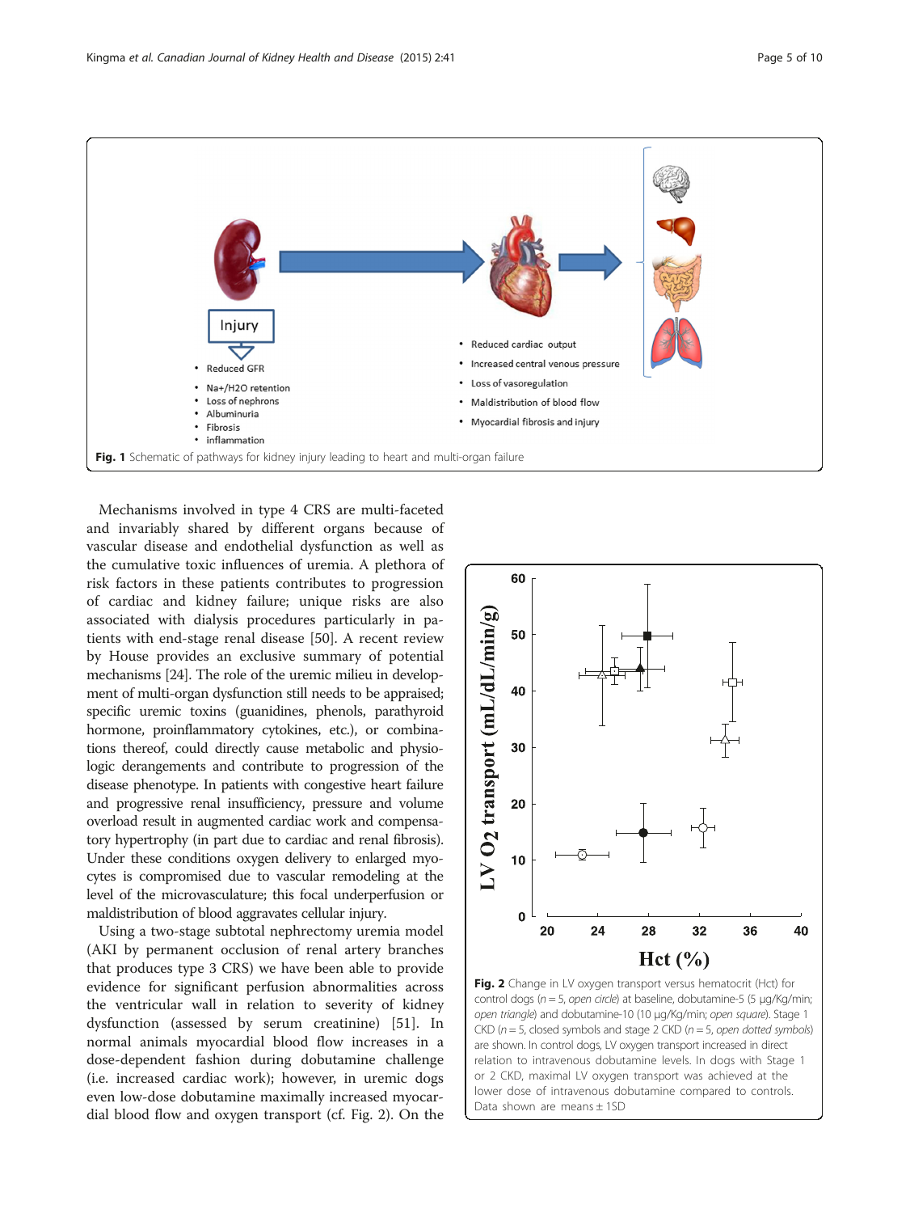Injury

- Reduced GFR
- Na+/H2O retention
- Loss of nephrons
- Albuminuria
- Fibrosis
- inflammation

- Reduced cardiac output
- Increased central venous pressure
- Loss of vasoregulation
- Maldistribution of blood flow
- Myocardial fibrosis and injury

**Fig. 1** Schematic of pathways for kidney injury leading to heart and multi-organ failure

Mechanisms involved in type 4 CRS are multi-faceted and invariably shared by different organs because of vascular disease and endothelial dysfunction as well as the cumulative toxic influences of uremia. A plethora of risk factors in these patients contributes to progression of cardiac and kidney failure; unique risks are also associated with dialysis procedures particularly in patients with end-stage renal disease [50]. A recent review by House provides an exclusive summary of potential mechanisms [24]. The role of the uremic milieu in development of multi-organ dysfunction still needs to be appraised; specific uremic toxins (guanidines, phenols, parathyroid hormone, proinflammatory cytokines, etc.), or combinations thereof, could directly cause metabolic and physiologic derangements and contribute to progression of the disease phenotype. In patients with congestive heart failure and progressive renal insufficiency, pressure and volume overload result in augmented cardiac work and compensatory hypertrophy (in part due to cardiac and renal fibrosis). Under these conditions oxygen delivery to enlarged myocytes is compromised due to vascular remodeling at the level of the microvasculature; this focal underperfusion or maldistribution of blood aggravates cellular injury.

Using a two-stage subtotal nephrectomy uremia model (AKI by permanent occlusion of renal artery branches that produces type 3 CRS) we have been able to provide evidence for significant perfusion abnormalities across the ventricular wall in relation to severity of kidney dysfunction (assessed by serum creatinine) [51]. In normal animals myocardial blood flow increases in a dose-dependent fashion during dobutamine challenge (i.e. increased cardiac work); however, in uremic dogs even low-dose dobutamine maximally increased myocardial blood flow and oxygen transport (cf. Fig. 2). On the

LV O2 transport (mL/dL/min/g)

60
50
40
30
20
10
0

20 24 28 32 36 40

Hct (%)

**Fig. 2** Change in LV oxygen transport versus hematocrit (Hct) for control dogs ($n = 5$, *open circle*) at baseline, dobutamine-5 (5 μg/Kg/min; *open triangle*) and dobutamine-10 (10 μg/Kg/min; *open square*). Stage 1 CKD ($n = 5$, closed symbols and stage 2 CKD ($n = 5$, *open dotted symbols*) are shown. In control dogs, LV oxygen transport increased in direct relation to intravenous dobutamine levels. In dogs with Stage 1 or 2 CKD, maximal LV oxygen transport was achieved at the lower dose of intravenous dobutamine compared to controls. Data shown are means ± 1SD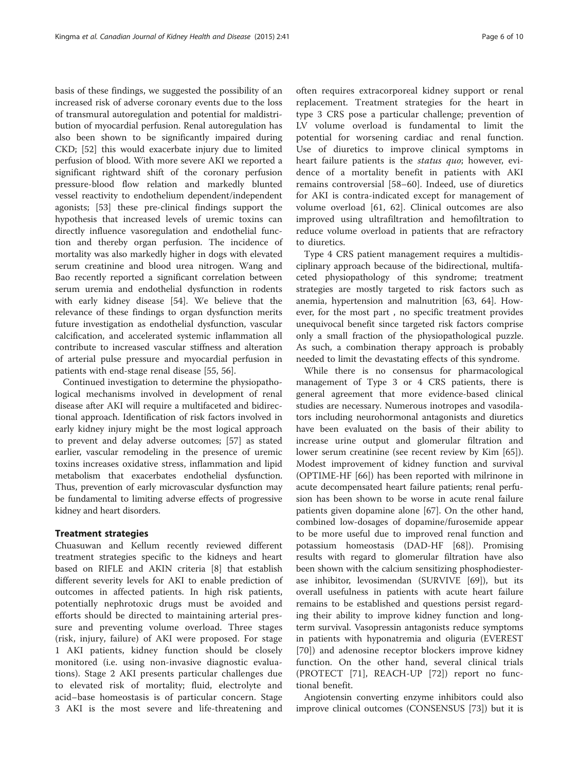basis of these findings, we suggested the possibility of an increased risk of adverse coronary events due to the loss of transmural autoregulation and potential for maldistribution of myocardial perfusion. Renal autoregulation has also been shown to be significantly impaired during CKD; [52] this would exacerbate injury due to limited perfusion of blood. With more severe AKI we reported a significant rightward shift of the coronary perfusion pressure-blood flow relation and markedly blunted vessel reactivity to endothelium dependent/independent agonists; [53] these pre-clinical findings support the hypothesis that increased levels of uremic toxins can directly influence vasoregulation and endothelial function and thereby organ perfusion. The incidence of mortality was also markedly higher in dogs with elevated serum creatinine and blood urea nitrogen. Wang and Bao recently reported a significant correlation between serum uremia and endothelial dysfunction in rodents with early kidney disease [54]. We believe that the relevance of these findings to organ dysfunction merits future investigation as endothelial dysfunction, vascular calcification, and accelerated systemic inflammation all contribute to increased vascular stiffness and alteration of arterial pulse pressure and myocardial perfusion in patients with end-stage renal disease [55, 56].

Continued investigation to determine the physiopathological mechanisms involved in development of renal disease after AKI will require a multifaceted and bidirectional approach. Identification of risk factors involved in early kidney injury might be the most logical approach to prevent and delay adverse outcomes; [57] as stated earlier, vascular remodeling in the presence of uremic toxins increases oxidative stress, inflammation and lipid metabolism that exacerbates endothelial dysfunction. Thus, prevention of early microvascular dysfunction may be fundamental to limiting adverse effects of progressive kidney and heart disorders.

## Treatment strategies

Chuasuwan and Kellum recently reviewed different treatment strategies specific to the kidneys and heart based on RIFLE and AKIN criteria [8] that establish different severity levels for AKI to enable prediction of outcomes in affected patients. In high risk patients, potentially nephrotoxic drugs must be avoided and efforts should be directed to maintaining arterial pressure and preventing volume overload. Three stages (risk, injury, failure) of AKI were proposed. For stage 1 AKI patients, kidney function should be closely monitored (i.e. using non-invasive diagnostic evaluations). Stage 2 AKI presents particular challenges due to elevated risk of mortality; fluid, electrolyte and acid–base homeostasis is of particular concern. Stage 3 AKI is the most severe and life-threatening and often requires extracorporeal kidney support or renal replacement. Treatment strategies for the heart in type 3 CRS pose a particular challenge; prevention of LV volume overload is fundamental to limit the potential for worsening cardiac and renal function. Use of diuretics to improve clinical symptoms in heart failure patients is the *status quo*; however, evidence of a mortality benefit in patients with AKI remains controversial [58–60]. Indeed, use of diuretics for AKI is contra-indicated except for management of volume overload [61, 62]. Clinical outcomes are also improved using ultrafiltration and hemofiltration to reduce volume overload in patients that are refractory to diuretics.

Type 4 CRS patient management requires a multidisciplinary approach because of the bidirectional, multifaceted physiopathology of this syndrome; treatment strategies are mostly targeted to risk factors such as anemia, hypertension and malnutrition [63, 64]. However, for the most part , no specific treatment provides unequivocal benefit since targeted risk factors comprise only a small fraction of the physiopathological puzzle. As such, a combination therapy approach is probably needed to limit the devastating effects of this syndrome.

While there is no consensus for pharmacological management of Type 3 or 4 CRS patients, there is general agreement that more evidence-based clinical studies are necessary. Numerous inotropes and vasodilators including neurohormonal antagonists and diuretics have been evaluated on the basis of their ability to increase urine output and glomerular filtration and lower serum creatinine (see recent review by Kim [65]). Modest improvement of kidney function and survival (OPTIME-HF [66]) has been reported with milrinone in acute decompensated heart failure patients; renal perfusion has been shown to be worse in acute renal failure patients given dopamine alone [67]. On the other hand, combined low-dosages of dopamine/furosemide appear to be more useful due to improved renal function and potassium homeostasis (DAD-HF [68]). Promising results with regard to glomerular filtration have also been shown with the calcium sensitizing phosphodiesterase inhibitor, levosimendan (SURVIVE [69]), but its overall usefulness in patients with acute heart failure remains to be established and questions persist regarding their ability to improve kidney function and long-term survival. Vasopressin antagonists reduce symptoms in patients with hyponatremia and oliguria (EVEREST [70]) and adenosine receptor blockers improve kidney function. On the other hand, several clinical trials (PROTECT [71], REACH-UP [72]) report no functional benefit.

Angiotensin converting enzyme inhibitors could also improve clinical outcomes (CONSENSUS [73]) but it is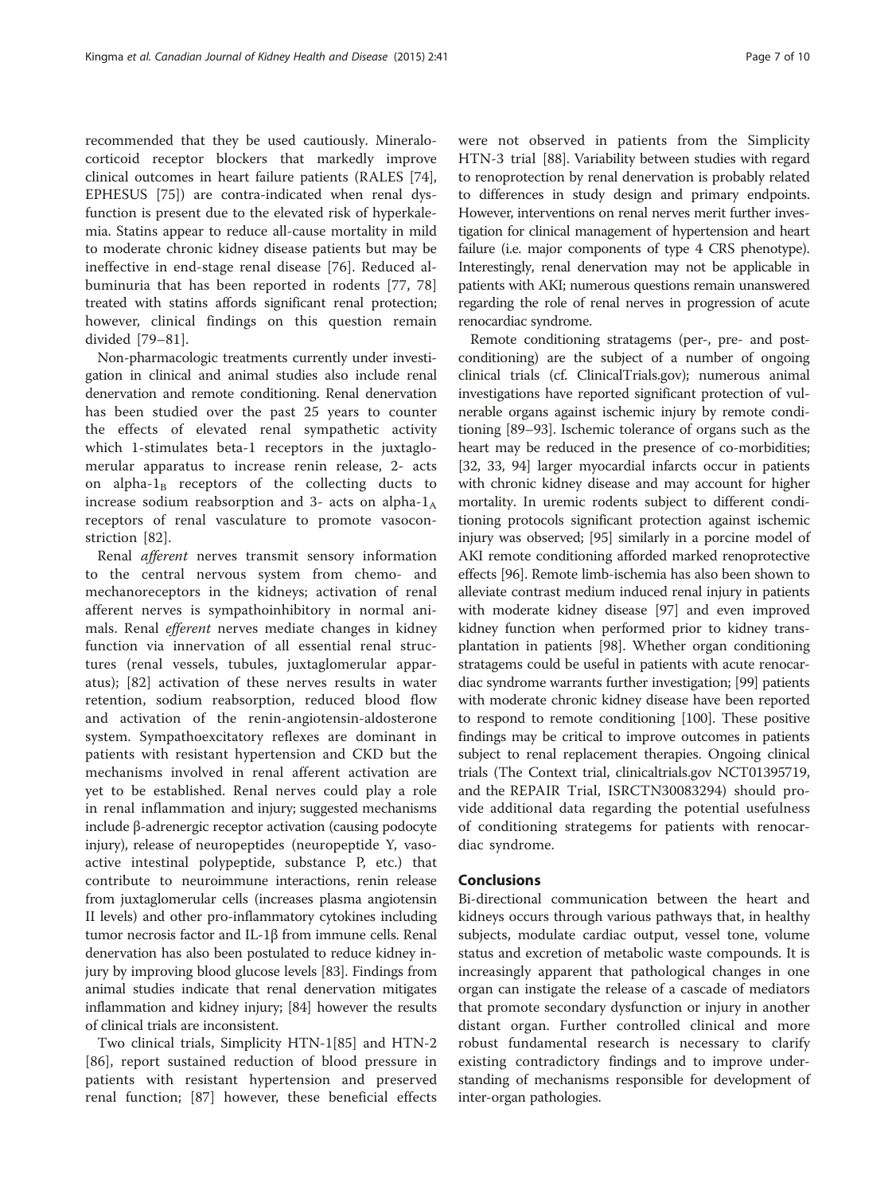recommended that they be used cautiously. Mineralocorticoid receptor blockers that markedly improve clinical outcomes in heart failure patients (RALES [74], EPHESUS [75]) are contra-indicated when renal dysfunction is present due to the elevated risk of hyperkalemia. Statins appear to reduce all-cause mortality in mild to moderate chronic kidney disease patients but may be ineffective in end-stage renal disease [76]. Reduced albuminuria that has been reported in rodents [77, 78] treated with statins affords significant renal protection; however, clinical findings on this question remain divided [79–81].

Non-pharmacologic treatments currently under investigation in clinical and animal studies also include renal denervation and remote conditioning. Renal denervation has been studied over the past 25 years to counter the effects of elevated renal sympathetic activity which 1-stimulates beta-1 receptors in the juxtaglomerular apparatus to increase renin release, 2- acts on alpha-$1_B$ receptors of the collecting ducts to increase sodium reabsorption and 3- acts on alpha-$1_A$ receptors of renal vasculature to promote vasoconstriction [82].

Renal *afferent* nerves transmit sensory information to the central nervous system from chemo- and mechanoreceptors in the kidneys; activation of renal afferent nerves is sympathoinhibitory in normal animals. Renal *efferent* nerves mediate changes in kidney function via innervation of all essential renal structures (renal vessels, tubules, juxtaglomerular apparatus); [82] activation of these nerves results in water retention, sodium reabsorption, reduced blood flow and activation of the renin-angiotensin-aldosterone system. Sympathoexcitatory reflexes are dominant in patients with resistant hypertension and CKD but the mechanisms involved in renal afferent activation are yet to be established. Renal nerves could play a role in renal inflammation and injury; suggested mechanisms include β-adrenergic receptor activation (causing podocyte injury), release of neuropeptides (neuropeptide Y, vasoactive intestinal polypeptide, substance P, etc.) that contribute to neuroimmune interactions, renin release from juxtaglomerular cells (increases plasma angiotensin II levels) and other pro-inflammatory cytokines including tumor necrosis factor and IL-1β from immune cells. Renal denervation has also been postulated to reduce kidney injury by improving blood glucose levels [83]. Findings from animal studies indicate that renal denervation mitigates inflammation and kidney injury; [84] however the results of clinical trials are inconsistent.

Two clinical trials, Simplicity HTN-1[85] and HTN-2 [86], report sustained reduction of blood pressure in patients with resistant hypertension and preserved renal function; [87] however, these beneficial effects were not observed in patients from the Simplicity HTN-3 trial [88]. Variability between studies with regard to renoprotection by renal denervation is probably related to differences in study design and primary endpoints. However, interventions on renal nerves merit further investigation for clinical management of hypertension and heart failure (i.e. major components of type 4 CRS phenotype). Interestingly, renal denervation may not be applicable in patients with AKI; numerous questions remain unanswered regarding the role of renal nerves in progression of acute renocardiac syndrome.

Remote conditioning stratagems (per-, pre- and post-conditioning) are the subject of a number of ongoing clinical trials (cf. ClinicalTrials.gov); numerous animal investigations have reported significant protection of vulnerable organs against ischemic injury by remote conditioning [89–93]. Ischemic tolerance of organs such as the heart may be reduced in the presence of co-morbidities; [32, 33, 94] larger myocardial infarcts occur in patients with chronic kidney disease and may account for higher mortality. In uremic rodents subject to different conditioning protocols significant protection against ischemic injury was observed; [95] similarly in a porcine model of AKI remote conditioning afforded marked renoprotective effects [96]. Remote limb-ischemia has also been shown to alleviate contrast medium induced renal injury in patients with moderate kidney disease [97] and even improved kidney function when performed prior to kidney transplantation in patients [98]. Whether organ conditioning stratagems could be useful in patients with acute renocardiac syndrome warrants further investigation; [99] patients with moderate chronic kidney disease have been reported to respond to remote conditioning [100]. These positive findings may be critical to improve outcomes in patients subject to renal replacement therapies. Ongoing clinical trials (The Context trial, clinicaltrials.gov NCT01395719, and the REPAIR Trial, ISRCTN30083294) should provide additional data regarding the potential usefulness of conditioning strategems for patients with renocardiac syndrome.

## Conclusions

Bi-directional communication between the heart and kidneys occurs through various pathways that, in healthy subjects, modulate cardiac output, vessel tone, volume status and excretion of metabolic waste compounds. It is increasingly apparent that pathological changes in one organ can instigate the release of a cascade of mediators that promote secondary dysfunction or injury in another distant organ. Further controlled clinical and more robust fundamental research is necessary to clarify existing contradictory findings and to improve understanding of mechanisms responsible for development of inter-organ pathologies.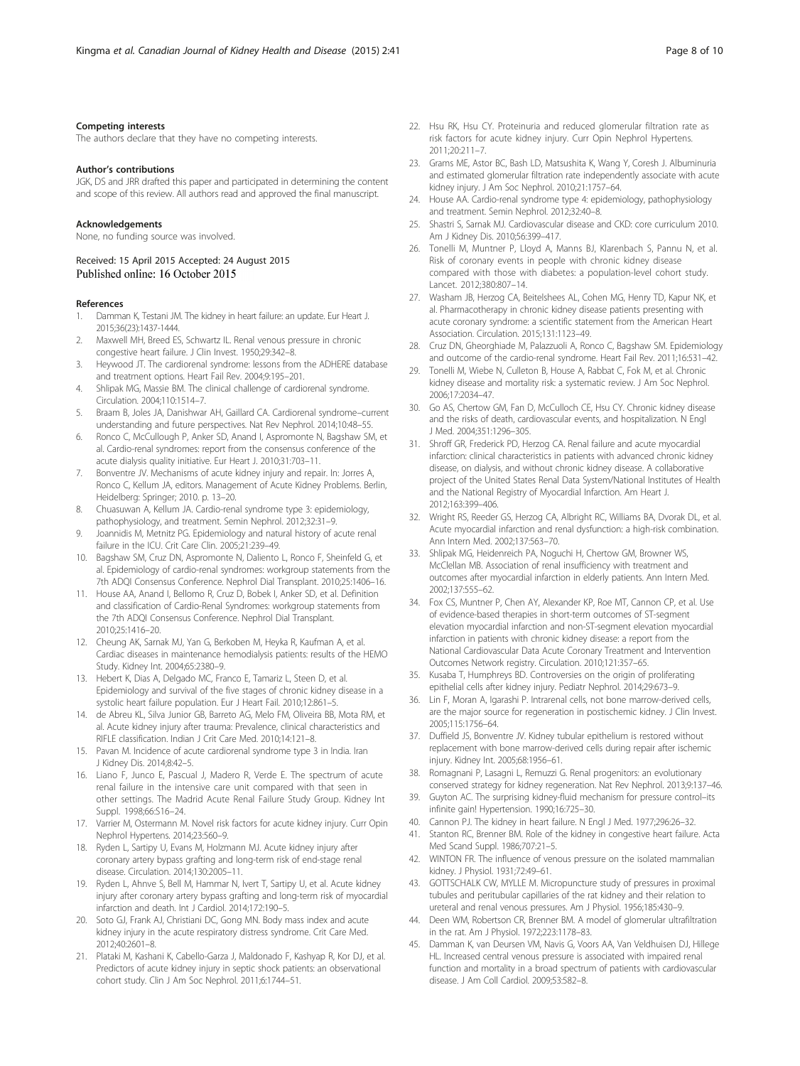#### Competing interests

The authors declare that they have no competing interests.

#### Author's contributions

JGK, DS and JRR drafted this paper and participated in determining the content and scope of this review. All authors read and approved the final manuscript.

#### Acknowledgements

None, no funding source was involved.

Received: 15 April 2015 Accepted: 24 August 2015
Published online: 16 October 2015

#### References

1. Damman K, Testani JM. The kidney in heart failure: an update. Eur Heart J. 2015;36(23):1437-1444.
2. Maxwell MH, Breed ES, Schwartz IL. Renal venous pressure in chronic congestive heart failure. J Clin Invest. 1950;29:342–8.
3. Heywood JT. The cardiorenal syndrome: lessons from the ADHERE database and treatment options. Heart Fail Rev. 2004;9:195–201.
4. Shlipak MG, Massie BM. The clinical challenge of cardiorenal syndrome. Circulation. 2004;110:1514–7.
5. Braam B, Joles JA, Danishwar AH, Gaillard CA. Cardiorenal syndrome–current understanding and future perspectives. Nat Rev Nephrol. 2014;10:48–55.
6. Ronco C, McCullough P, Anker SD, Anand I, Aspromonte N, Bagshaw SM, et al. Cardio-renal syndromes: report from the consensus conference of the acute dialysis quality initiative. Eur Heart J. 2010;31:703–11.
7. Bonventre JV. Mechanisms of acute kidney injury and repair. In: Jorres A, Ronco C, Kellum JA, editors. Management of Acute Kidney Problems. Berlin, Heidelberg: Springer; 2010. p. 13–20.
8. Chuasuwan A, Kellum JA. Cardio-renal syndrome type 3: epidemiology, pathophysiology, and treatment. Semin Nephrol. 2012;32:31–9.
9. Joannidis M, Metnitz PG. Epidemiology and natural history of acute renal failure in the ICU. Crit Care Clin. 2005;21:239–49.
10. Bagshaw SM, Cruz DN, Aspromonte N, Daliento L, Ronco F, Sheinfeld G, et al. Epidemiology of cardio-renal syndromes: workgroup statements from the 7th ADQI Consensus Conference. Nephrol Dial Transplant. 2010;25:1406–16.
11. House AA, Anand I, Bellomo R, Cruz D, Bobek I, Anker SD, et al. Definition and classification of Cardio-Renal Syndromes: workgroup statements from the 7th ADQI Consensus Conference. Nephrol Dial Transplant. 2010;25:1416–20.
12. Cheung AK, Sarnak MJ, Yan G, Berkoben M, Heyka R, Kaufman A, et al. Cardiac diseases in maintenance hemodialysis patients: results of the HEMO Study. Kidney Int. 2004;65:2380–9.
13. Hebert K, Dias A, Delgado MC, Franco E, Tamariz L, Steen D, et al. Epidemiology and survival of the five stages of chronic kidney disease in a systolic heart failure population. Eur J Heart Fail. 2010;12:861–5.
14. de Abreu KL, Silva Junior GB, Barreto AG, Melo FM, Oliveira BB, Mota RM, et al. Acute kidney injury after trauma: Prevalence, clinical characteristics and RIFLE classification. Indian J Crit Care Med. 2010;14:121–8.
15. Pavan M. Incidence of acute cardiorenal syndrome type 3 in India. Iran J Kidney Dis. 2014;8:42–5.
16. Liano F, Junco E, Pascual J, Madero R, Verde E. The spectrum of acute renal failure in the intensive care unit compared with that seen in other settings. The Madrid Acute Renal Failure Study Group. Kidney Int Suppl. 1998;66:S16–24.
17. Varrier M, Ostermann M. Novel risk factors for acute kidney injury. Curr Opin Nephrol Hypertens. 2014;23:560–9.
18. Ryden L, Sartipy U, Evans M, Holzmann MJ. Acute kidney injury after coronary artery bypass grafting and long-term risk of end-stage renal disease. Circulation. 2014;130:2005–11.
19. Ryden L, Ahnve S, Bell M, Hammar N, Ivert T, Sartipy U, et al. Acute kidney injury after coronary artery bypass grafting and long-term risk of myocardial infarction and death. Int J Cardiol. 2014;172:190–5.
20. Soto GJ, Frank AJ, Christiani DC, Gong MN. Body mass index and acute kidney injury in the acute respiratory distress syndrome. Crit Care Med. 2012;40:2601–8.
21. Plataki M, Kashani K, Cabello-Garza J, Maldonado F, Kashyap R, Kor DJ, et al. Predictors of acute kidney injury in septic shock patients: an observational cohort study. Clin J Am Soc Nephrol. 2011;6:1744–51.
22. Hsu RK, Hsu CY. Proteinuria and reduced glomerular filtration rate as risk factors for acute kidney injury. Curr Opin Nephrol Hypertens. 2011;20:211–7.
23. Grams ME, Astor BC, Bash LD, Matsushita K, Wang Y, Coresh J. Albuminuria and estimated glomerular filtration rate independently associate with acute kidney injury. J Am Soc Nephrol. 2010;21:1757–64.
24. House AA. Cardio-renal syndrome type 4: epidemiology, pathophysiology and treatment. Semin Nephrol. 2012;32:40–8.
25. Shastri S, Sarnak MJ. Cardiovascular disease and CKD: core curriculum 2010. Am J Kidney Dis. 2010;56:399–417.
26. Tonelli M, Muntner P, Lloyd A, Manns BJ, Klarenbach S, Pannu N, et al. Risk of coronary events in people with chronic kidney disease compared with those with diabetes: a population-level cohort study. Lancet. 2012;380:807–14.
27. Washam JB, Herzog CA, Beitelshees AL, Cohen MG, Henry TD, Kapur NK, et al. Pharmacotherapy in chronic kidney disease patients presenting with acute coronary syndrome: a scientific statement from the American Heart Association. Circulation. 2015;131:1123–49.
28. Cruz DN, Gheorghiade M, Palazzuoli A, Ronco C, Bagshaw SM. Epidemiology and outcome of the cardio-renal syndrome. Heart Fail Rev. 2011;16:531–42.
29. Tonelli M, Wiebe N, Culleton B, House A, Rabbat C, Fok M, et al. Chronic kidney disease and mortality risk: a systematic review. J Am Soc Nephrol. 2006;17:2034–47.
30. Go AS, Chertow GM, Fan D, McCulloch CE, Hsu CY. Chronic kidney disease and the risks of death, cardiovascular events, and hospitalization. N Engl J Med. 2004;351:1296–305.
31. Shroff GR, Frederick PD, Herzog CA. Renal failure and acute myocardial infarction: clinical characteristics in patients with advanced chronic kidney disease, on dialysis, and without chronic kidney disease. A collaborative project of the United States Renal Data System/National Institutes of Health and the National Registry of Myocardial Infarction. Am Heart J. 2012;163:399–406.
32. Wright RS, Reeder GS, Herzog CA, Albright RC, Williams BA, Dvorak DL, et al. Acute myocardial infarction and renal dysfunction: a high-risk combination. Ann Intern Med. 2002;137:563–70.
33. Shlipak MG, Heidenreich PA, Noguchi H, Chertow GM, Browner WS, McClellan MB. Association of renal insufficiency with treatment and outcomes after myocardial infarction in elderly patients. Ann Intern Med. 2002;137:555–62.
34. Fox CS, Muntner P, Chen AY, Alexander KP, Roe MT, Cannon CP, et al. Use of evidence-based therapies in short-term outcomes of ST-segment elevation myocardial infarction and non-ST-segment elevation myocardial infarction in patients with chronic kidney disease: a report from the National Cardiovascular Data Acute Coronary Treatment and Intervention Outcomes Network registry. Circulation. 2010;121:357–65.
35. Kusaba T, Humphreys BD. Controversies on the origin of proliferating epithelial cells after kidney injury. Pediatr Nephrol. 2014;29:673–9.
36. Lin F, Moran A, Igarashi P. Intrarenal cells, not bone marrow-derived cells, are the major source for regeneration in postischemic kidney. J Clin Invest. 2005;115:1756–64.
37. Duffield JS, Bonventre JV. Kidney tubular epithelium is restored without replacement with bone marrow-derived cells during repair after ischemic injury. Kidney Int. 2005;68:1956–61.
38. Romagnani P, Lasagni L, Remuzzi G. Renal progenitors: an evolutionary conserved strategy for kidney regeneration. Nat Rev Nephrol. 2013;9:137–46.
39. Guyton AC. The surprising kidney-fluid mechanism for pressure control–its infinite gain! Hypertension. 1990;16:725–30.
40. Cannon PJ. The kidney in heart failure. N Engl J Med. 1977;296:26–32.
41. Stanton RC, Brenner BM. Role of the kidney in congestive heart failure. Acta Med Scand Suppl. 1986;707:21–5.
42. WINTON FR. The influence of venous pressure on the isolated mammalian kidney. J Physiol. 1931;72:49–61.
43. GOTTSCHALK CW, MYLLE M. Micropuncture study of pressures in proximal tubules and peritubular capillaries of the rat kidney and their relation to ureteral and renal venous pressures. Am J Physiol. 1956;185:430–9.
44. Deen WM, Robertson CR, Brenner BM. A model of glomerular ultrafiltration in the rat. Am J Physiol. 1972;223:1178–83.
45. Damman K, van Deursen VM, Navis G, Voors AA, Van Veldhuisen DJ, Hillege HL. Increased central venous pressure is associated with impaired renal function and mortality in a broad spectrum of patients with cardiovascular disease. J Am Coll Cardiol. 2009;53:582–8.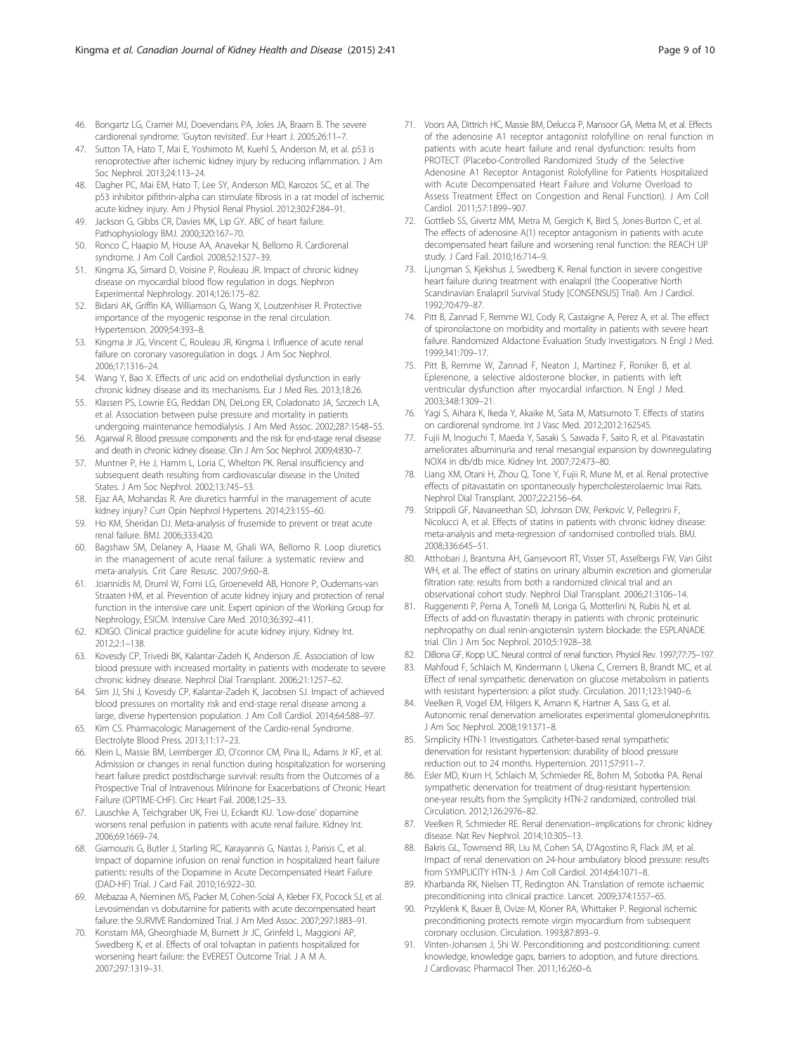46. Bongartz LG, Cramer MJ, Doevendans PA, Joles JA, Braam B. The severe cardiorenal syndrome: 'Guyton revisited'. Eur Heart J. 2005;26:11–7.
47. Sutton TA, Hato T, Mai E, Yoshimoto M, Kuehl S, Anderson M, et al. p53 is renoprotective after ischemic kidney injury by reducing inflammation. J Am Soc Nephrol. 2013;24:113–24.
48. Dagher PC, Mai EM, Hato T, Lee SY, Anderson MD, Karozos SC, et al. The p53 inhibitor pifithrin-alpha can stimulate fibrosis in a rat model of ischemic acute kidney injury. Am J Physiol Renal Physiol. 2012;302:F284–91.
49. Jackson G, Gibbs CR, Davies MK, Lip GY. ABC of heart failure. Pathophysiology BMJ. 2000;320:167–70.
50. Ronco C, Haapio M, House AA, Anavekar N, Bellomo R. Cardiorenal syndrome. J Am Coll Cardiol. 2008;52:1527–39.
51. Kingma JG, Simard D, Voisine P, Rouleau JR. Impact of chronic kidney disease on myocardial blood flow regulation in dogs. Nephron Experimental Nephrology. 2014;126:175–82.
52. Bidani AK, Griffin KA, Williamson G, Wang X, Loutzenhiser R. Protective importance of the myogenic response in the renal circulation. Hypertension. 2009;54:393–8.
53. Kingma Jr JG, Vincent C, Rouleau JR, Kingma I. Influence of acute renal failure on coronary vasoregulation in dogs. J Am Soc Nephrol. 2006;17:1316–24.
54. Wang Y, Bao X. Effects of uric acid on endothelial dysfunction in early chronic kidney disease and its mechanisms. Eur J Med Res. 2013;18:26.
55. Klassen PS, Lowrie EG, Reddan DN, DeLong ER, Coladonato JA, Szczech LA, et al. Association between pulse pressure and mortality in patients undergoing maintenance hemodialysis. J Am Med Assoc. 2002;287:1548–55.
56. Agarwal R. Blood pressure components and the risk for end-stage renal disease and death in chronic kidney disease. Clin J Am Soc Nephrol. 2009;4:830–7.
57. Muntner P, He J, Hamm L, Loria C, Whelton PK. Renal insufficiency and subsequent death resulting from cardiovascular disease in the United States. J Am Soc Nephrol. 2002;13:745–53.
58. Ejaz AA, Mohandas R. Are diuretics harmful in the management of acute kidney injury? Curr Opin Nephrol Hypertens. 2014;23:155–60.
59. Ho KM, Sheridan DJ. Meta-analysis of frusemide to prevent or treat acute renal failure. BMJ. 2006;333:420.
60. Bagshaw SM, Delaney A, Haase M, Ghali WA, Bellomo R. Loop diuretics in the management of acute renal failure: a systematic review and meta-analysis. Crit Care Resusc. 2007;9:60–8.
61. Joannidis M, Druml W, Forni LG, Groeneveld AB, Honore P, Oudemans-van Straaten HM, et al. Prevention of acute kidney injury and protection of renal function in the intensive care unit. Expert opinion of the Working Group for Nephrology, ESICM. Intensive Care Med. 2010;36:392–411.
62. KDIGO. Clinical practice guideline for acute kidney injury. Kidney Int. 2012;2:1–138.
63. Kovesdy CP, Trivedi BK, Kalantar-Zadeh K, Anderson JE. Association of low blood pressure with increased mortality in patients with moderate to severe chronic kidney disease. Nephrol Dial Transplant. 2006;21:1257–62.
64. Sim JJ, Shi J, Kovesdy CP, Kalantar-Zadeh K, Jacobsen SJ. Impact of achieved blood pressures on mortality risk and end-stage renal disease among a large, diverse hypertension population. J Am Coll Cardiol. 2014;64:588–97.
65. Kim CS. Pharmacologic Management of the Cardio-renal Syndrome. Electrolyte Blood Press. 2013;11:17–23.
66. Klein L, Massie BM, Leimberger JD, O'connor CM, Pina IL, Adams Jr KF, et al. Admission or changes in renal function during hospitalization for worsening heart failure predict postdischarge survival: results from the Outcomes of a Prospective Trial of Intravenous Milrinone for Exacerbations of Chronic Heart Failure (OPTIME-CHF). Circ Heart Fail. 2008;1:25–33.
67. Lauschke A, Teichgraber UK, Frei U, Eckardt KU. 'Low-dose' dopamine worsens renal perfusion in patients with acute renal failure. Kidney Int. 2006;69:1669–74.
68. Giamouzis G, Butler J, Starling RC, Karayannis G, Nastas J, Parisis C, et al. Impact of dopamine infusion on renal function in hospitalized heart failure patients: results of the Dopamine in Acute Decompensated Heart Failure (DAD-HF) Trial. J Card Fail. 2010;16:922–30.
69. Mebazaa A, Nieminen MS, Packer M, Cohen-Solal A, Kleber FX, Pocock SJ, et al. Levosimendan vs dobutamine for patients with acute decompensated heart failure: the SURVIVE Randomized Trial. J Am Med Assoc. 2007;297:1883–91.
70. Konstam MA, Gheorghiade M, Burnett Jr JC, Grinfeld L, Maggioni AP, Swedberg K, et al. Effects of oral tolvaptan in patients hospitalized for worsening heart failure: the EVEREST Outcome Trial. J A M A. 2007;297:1319–31.
71. Voors AA, Dittrich HC, Massie BM, Delucca P, Mansoor GA, Metra M, et al. Effects of the adenosine A1 receptor antagonist rolofylline on renal function in patients with acute heart failure and renal dysfunction: results from PROTECT (Placebo-Controlled Randomized Study of the Selective Adenosine A1 Receptor Antagonist Rolofylline for Patients Hospitalized with Acute Decompensated Heart Failure and Volume Overload to Assess Treatment Effect on Congestion and Renal Function). J Am Coll Cardiol. 2011;57:1899–907.
72. Gottlieb SS, Givertz MM, Metra M, Gergich K, Bird S, Jones-Burton C, et al. The effects of adenosine A(1) receptor antagonism in patients with acute decompensated heart failure and worsening renal function: the REACH UP study. J Card Fail. 2010;16:714–9.
73. Ljungman S, Kjekshus J, Swedberg K. Renal function in severe congestive heart failure during treatment with enalapril (the Cooperative North Scandinavian Enalapril Survival Study [CONSENSUS] Trial). Am J Cardiol. 1992;70:479–87.
74. Pitt B, Zannad F, Remme WJ, Cody R, Castaigne A, Perez A, et al. The effect of spironolactone on morbidity and mortality in patients with severe heart failure. Randomized Aldactone Evaluation Study Investigators. N Engl J Med. 1999;341:709–17.
75. Pitt B, Remme W, Zannad F, Neaton J, Martinez F, Roniker B, et al. Eplerenone, a selective aldosterone blocker, in patients with left ventricular dysfunction after myocardial infarction. N Engl J Med. 2003;348:1309–21.
76. Yagi S, Aihara K, Ikeda Y, Akaike M, Sata M, Matsumoto T. Effects of statins on cardiorenal syndrome. Int J Vasc Med. 2012;2012:162545.
77. Fujii M, Inoguchi T, Maeda Y, Sasaki S, Sawada F, Saito R, et al. Pitavastatin ameliorates albuminuria and renal mesangial expansion by downregulating NOX4 in db/db mice. Kidney Int. 2007;72:473–80.
78. Liang XM, Otani H, Zhou Q, Tone Y, Fujii R, Mune M, et al. Renal protective effects of pitavastatin on spontaneously hypercholesterolaemic Imai Rats. Nephrol Dial Transplant. 2007;22:2156–64.
79. Strippoli GF, Navaneethan SD, Johnson DW, Perkovic V, Pellegrini F, Nicolucci A, et al. Effects of statins in patients with chronic kidney disease: meta-analysis and meta-regression of randomised controlled trials. BMJ. 2008;336:645–51.
80. Atthobari J, Brantsma AH, Gansevoort RT, Visser ST, Asselbergs FW, Van Gilst WH, et al. The effect of statins on urinary albumin excretion and glomerular filtration rate: results from both a randomized clinical trial and an observational cohort study. Nephrol Dial Transplant. 2006;21:3106–14.
81. Ruggenenti P, Perna A, Tonelli M, Loriga G, Motterlini N, Rubis N, et al. Effects of add-on fluvastatin therapy in patients with chronic proteinuric nephropathy on dual renin-angiotensin system blockade: the ESPLANADE trial. Clin J Am Soc Nephrol. 2010;5:1928–38.
82. DiBona GF, Kopp UC. Neural control of renal function. Physiol Rev. 1997;77:75–197.
83. Mahfoud F, Schlaich M, Kindermann I, Ukena C, Cremers B, Brandt MC, et al. Effect of renal sympathetic denervation on glucose metabolism in patients with resistant hypertension: a pilot study. Circulation. 2011;123:1940–6.
84. Veelken R, Vogel EM, Hilgers K, Amann K, Hartner A, Sass G, et al. Autonomic renal denervation ameliorates experimental glomerulonephritis. J Am Soc Nephrol. 2008;19:1371–8.
85. Simplicity HTN-1 Investigators. Catheter-based renal sympathetic denervation for resistant hypertension: durability of blood pressure reduction out to 24 months. Hypertension. 2011;57:911–7.
86. Esler MD, Krum H, Schlaich M, Schmieder RE, Bohm M, Sobotka PA. Renal sympathetic denervation for treatment of drug-resistant hypertension: one-year results from the Symplicity HTN-2 randomized, controlled trial. Circulation. 2012;126:2976–82.
87. Veelken R, Schmieder RE. Renal denervation–implications for chronic kidney disease. Nat Rev Nephrol. 2014;10:305–13.
88. Bakris GL, Townsend RR, Liu M, Cohen SA, D'Agostino R, Flack JM, et al. Impact of renal denervation on 24-hour ambulatory blood pressure: results from SYMPLICITY HTN-3. J Am Coll Cardiol. 2014;64:1071–8.
89. Kharbanda RK, Nielsen TT, Redington AN. Translation of remote ischaemic preconditioning into clinical practice. Lancet. 2009;374:1557–65.
90. Przyklenk K, Bauer B, Ovize M, Kloner RA, Whittaker P. Regional ischemic preconditioning protects remote virgin myocardium from subsequent coronary occlusion. Circulation. 1993;87:893–9.
91. Vinten-Johansen J, Shi W. Perconditioning and postconditioning: current knowledge, knowledge gaps, barriers to adoption, and future directions. J Cardiovasc Pharmacol Ther. 2011;16:260–6.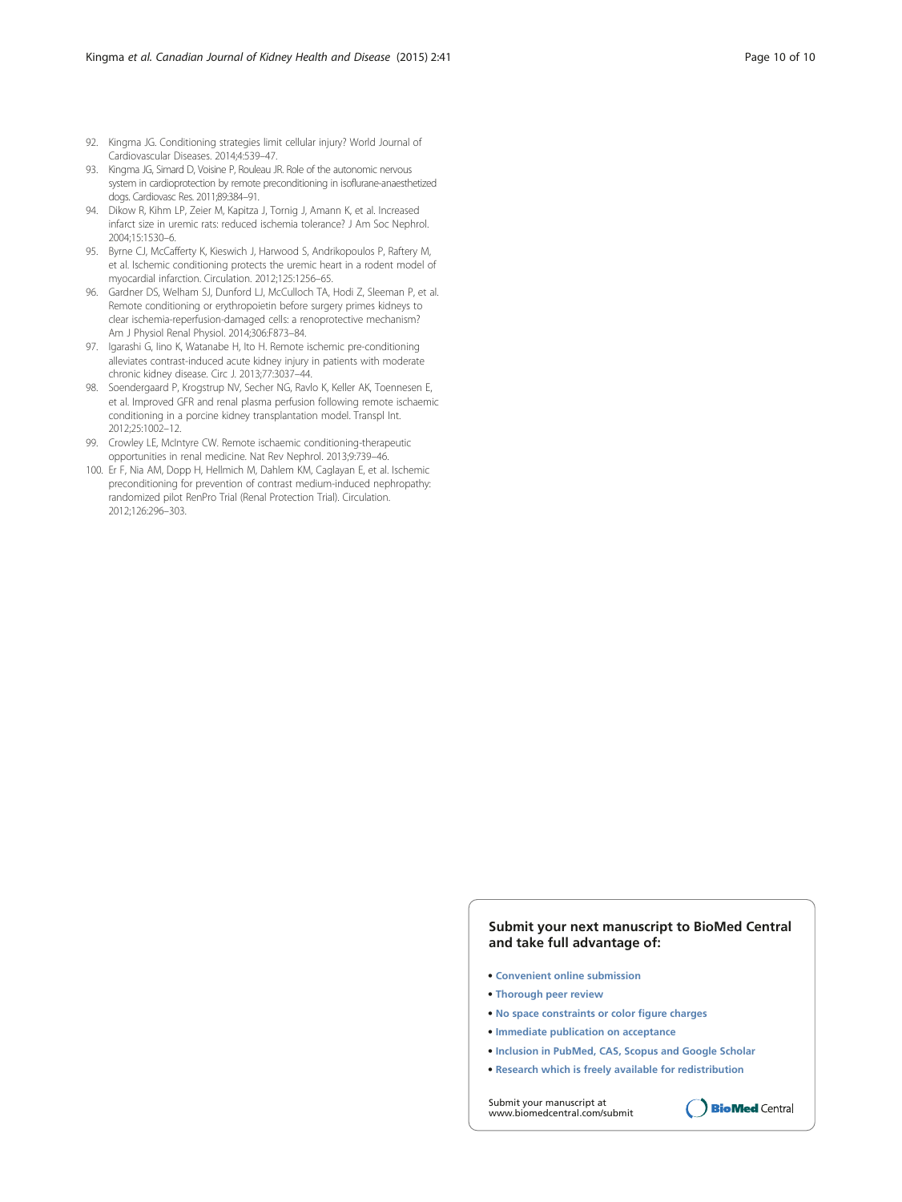92. Kingma JG. Conditioning strategies limit cellular injury? World Journal of Cardiovascular Diseases. 2014;4:539–47.
93. Kingma JG, Simard D, Voisine P, Rouleau JR. Role of the autonomic nervous system in cardioprotection by remote preconditioning in isoflurane-anaesthetized dogs. Cardiovasc Res. 2011;89:384–91.
94. Dikow R, Kihm LP, Zeier M, Kapitza J, Tornig J, Amann K, et al. Increased infarct size in uremic rats: reduced ischemia tolerance? J Am Soc Nephrol. 2004;15:1530–6.
95. Byrne CJ, McCafferty K, Kieswich J, Harwood S, Andrikopoulos P, Raftery M, et al. Ischemic conditioning protects the uremic heart in a rodent model of myocardial infarction. Circulation. 2012;125:1256–65.
96. Gardner DS, Welham SJ, Dunford LJ, McCulloch TA, Hodi Z, Sleeman P, et al. Remote conditioning or erythropoietin before surgery primes kidneys to clear ischemia-reperfusion-damaged cells: a renoprotective mechanism? Am J Physiol Renal Physiol. 2014;306:F873–84.
97. Igarashi G, Iino K, Watanabe H, Ito H. Remote ischemic pre-conditioning alleviates contrast-induced acute kidney injury in patients with moderate chronic kidney disease. Circ J. 2013;77:3037–44.
98. Soendergaard P, Krogstrup NV, Secher NG, Ravlo K, Keller AK, Toennesen E, et al. Improved GFR and renal plasma perfusion following remote ischaemic conditioning in a porcine kidney transplantation model. Transpl Int. 2012;25:1002–12.
99. Crowley LE, McIntyre CW. Remote ischaemic conditioning-therapeutic opportunities in renal medicine. Nat Rev Nephrol. 2013;9:739–46.
100. Er F, Nia AM, Dopp H, Hellmich M, Dahlem KM, Caglayan E, et al. Ischemic preconditioning for prevention of contrast medium-induced nephropathy: randomized pilot RenPro Trial (Renal Protection Trial). Circulation. 2012;126:296–303.

**Submit your next manuscript to BioMed Central and take full advantage of:**

- **Convenient online submission**
- **Thorough peer review**
- **No space constraints or color figure charges**
- **Immediate publication on acceptance**
- **Inclusion in PubMed, CAS, Scopus and Google Scholar**
- **Research which is freely available for redistribution**

Submit your manuscript at
www.biomedcentral.com/submit

BioMed Central